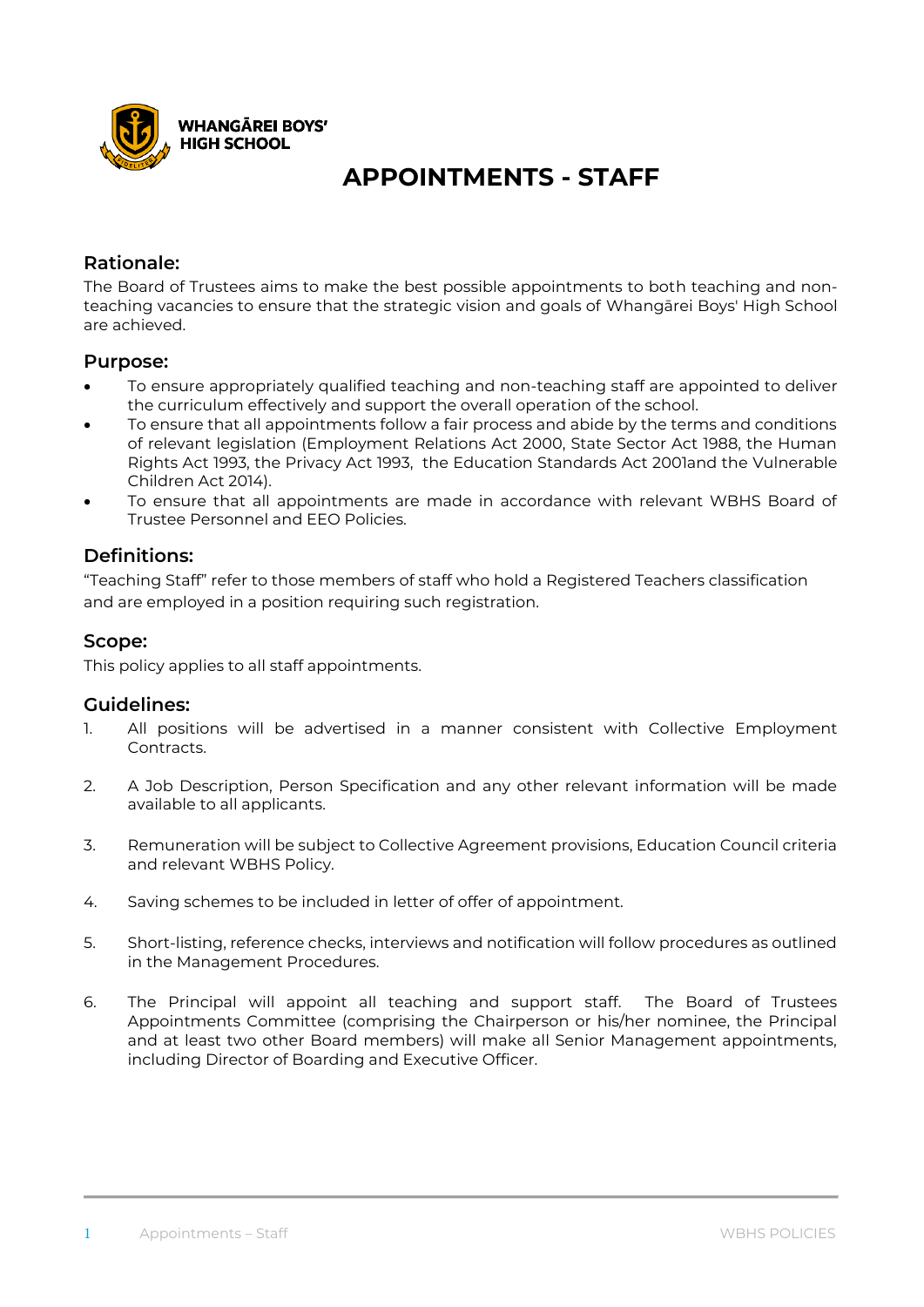WHANGĀREI BOYS' HIGH SCHOOL

# APPOINTMENTS - STAFF

## Rationale:

The Board of Trustees aims to make the best possible appointments to both teaching and non-teaching vacancies to ensure that the strategic vision and goals of Whangārei Boys' High School are achieved.

## Purpose:

- To ensure appropriately qualified teaching and non-teaching staff are appointed to deliver the curriculum effectively and support the overall operation of the school.
- To ensure that all appointments follow a fair process and abide by the terms and conditions of relevant legislation (Employment Relations Act 2000, State Sector Act 1988, the Human Rights Act 1993, the Privacy Act 1993, the Education Standards Act 2001and the Vulnerable Children Act 2014).
- To ensure that all appointments are made in accordance with relevant WBHS Board of Trustee Personnel and EEO Policies.

## Definitions:

"Teaching Staff" refer to those members of staff who hold a Registered Teachers classification and are employed in a position requiring such registration.

## Scope:

This policy applies to all staff appointments.

## Guidelines:

1. All positions will be advertised in a manner consistent with Collective Employment Contracts.

2. A Job Description, Person Specification and any other relevant information will be made available to all applicants.

3. Remuneration will be subject to Collective Agreement provisions, Education Council criteria and relevant WBHS Policy.

4. Saving schemes to be included in letter of offer of appointment.

5. Short-listing, reference checks, interviews and notification will follow procedures as outlined in the Management Procedures.

6. The Principal will appoint all teaching and support staff. The Board of Trustees Appointments Committee (comprising the Chairperson or his/her nominee, the Principal and at least two other Board members) will make all Senior Management appointments, including Director of Boarding and Executive Officer.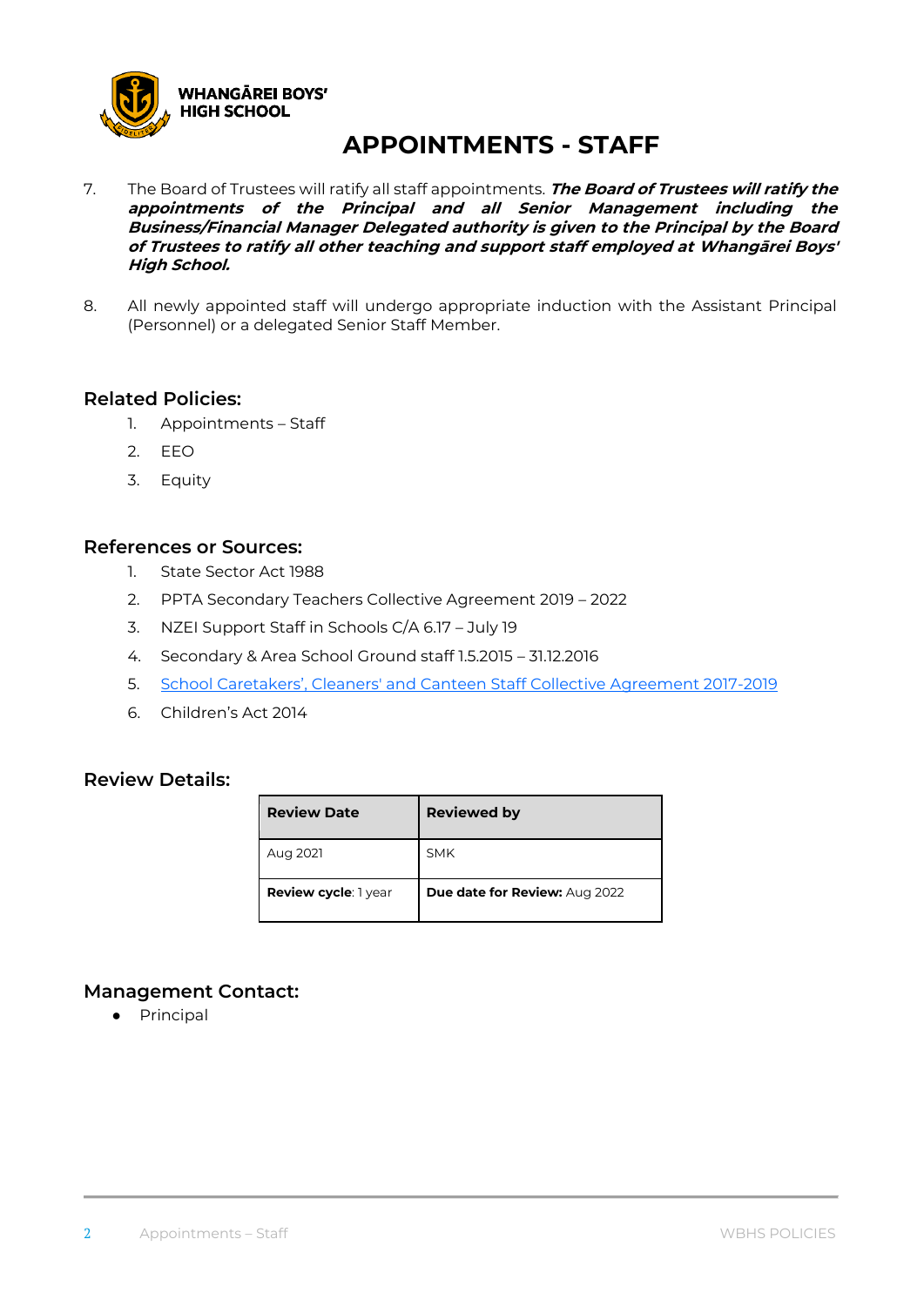# APPOINTMENTS - STAFF

7. The Board of Trustees will ratify all staff appointments. ***The Board of Trustees will ratify the appointments of the Principal and all Senior Management including the Business/Financial Manager Delegated authority is given to the Principal by the Board of Trustees to ratify all other teaching and support staff employed at Whangārei Boys' High School.***

8. All newly appointed staff will undergo appropriate induction with the Assistant Principal (Personnel) or a delegated Senior Staff Member.

## Related Policies:

1. Appointments – Staff
2. EEO
3. Equity

## References or Sources:

1. State Sector Act 1988
2. PPTA Secondary Teachers Collective Agreement 2019 – 2022
3. NZEI Support Staff in Schools C/A 6.17 – July 19
4. Secondary & Area School Ground staff 1.5.2015 – 31.12.2016
5. School Caretakers', Cleaners' and Canteen Staff Collective Agreement 2017-2019
6. Children's Act 2014

## Review Details:

| Review Date | Reviewed by |
|---|---|
| Aug 2021 | SMK |
| **Review cycle**: 1 year | **Due date for Review:** Aug 2022 |

## Management Contact:

- Principal